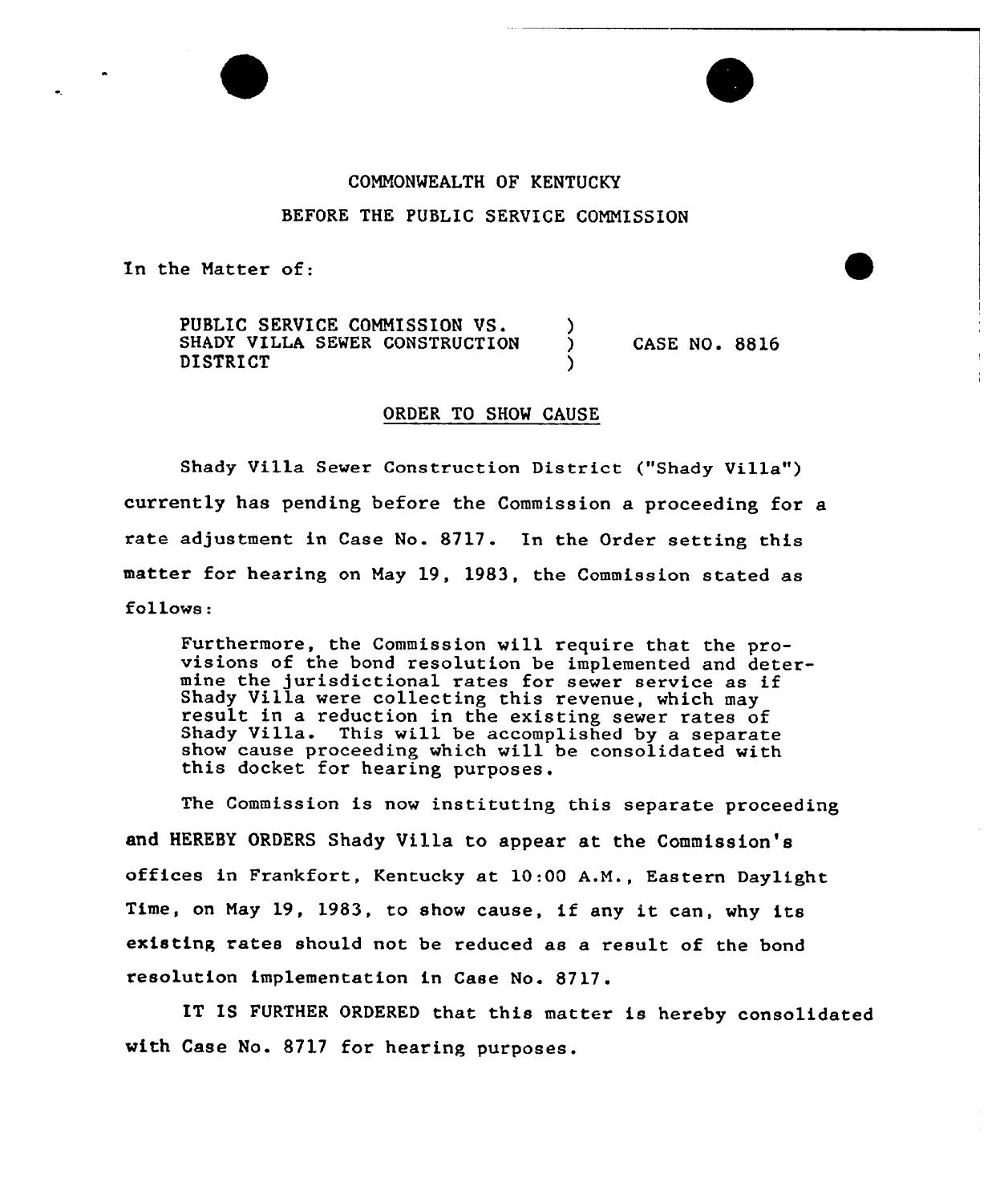COMMONWEALTH OF KENTUCKY

BEFORE THE PUBLIC SERVICE COMMISSION

In the Matter of:

PUBLIC SERVICE COMMISSION VS. )
SHADY VILLA SEWER CONSTRUCTION ) CASE NO. 8816
DISTRICT )

ORDER TO SHOW CAUSE

Shady Villa Sewer Construction District ("Shady Villa") currently has pending before the Commission a proceeding for a rate adjustment in Case No. 8717. In the Order setting this matter for hearing on May 19, 1983, the Commission stated as follows:

> Furthermore, the Commission will require that the provisions of the bond resolution be implemented and determine the jurisdictional rates for sewer service as if Shady Villa were collecting this revenue, which may result in a reduction in the existing sewer rates of Shady Villa. This will be accomplished by a separate show cause proceeding which will be consolidated with this docket for hearing purposes.

The Commission is now instituting this separate proceeding and HEREBY ORDERS Shady Villa to appear at the Commission's offices in Frankfort, Kentucky at 10:00 A.M., Eastern Daylight Time, on May 19, 1983, to show cause, if any it can, why its existing rates should not be reduced as a result of the bond resolution implementation in Case No. 8717.

IT IS FURTHER ORDERED that this matter is hereby consolidated with Case No. 8717 for hearing purposes.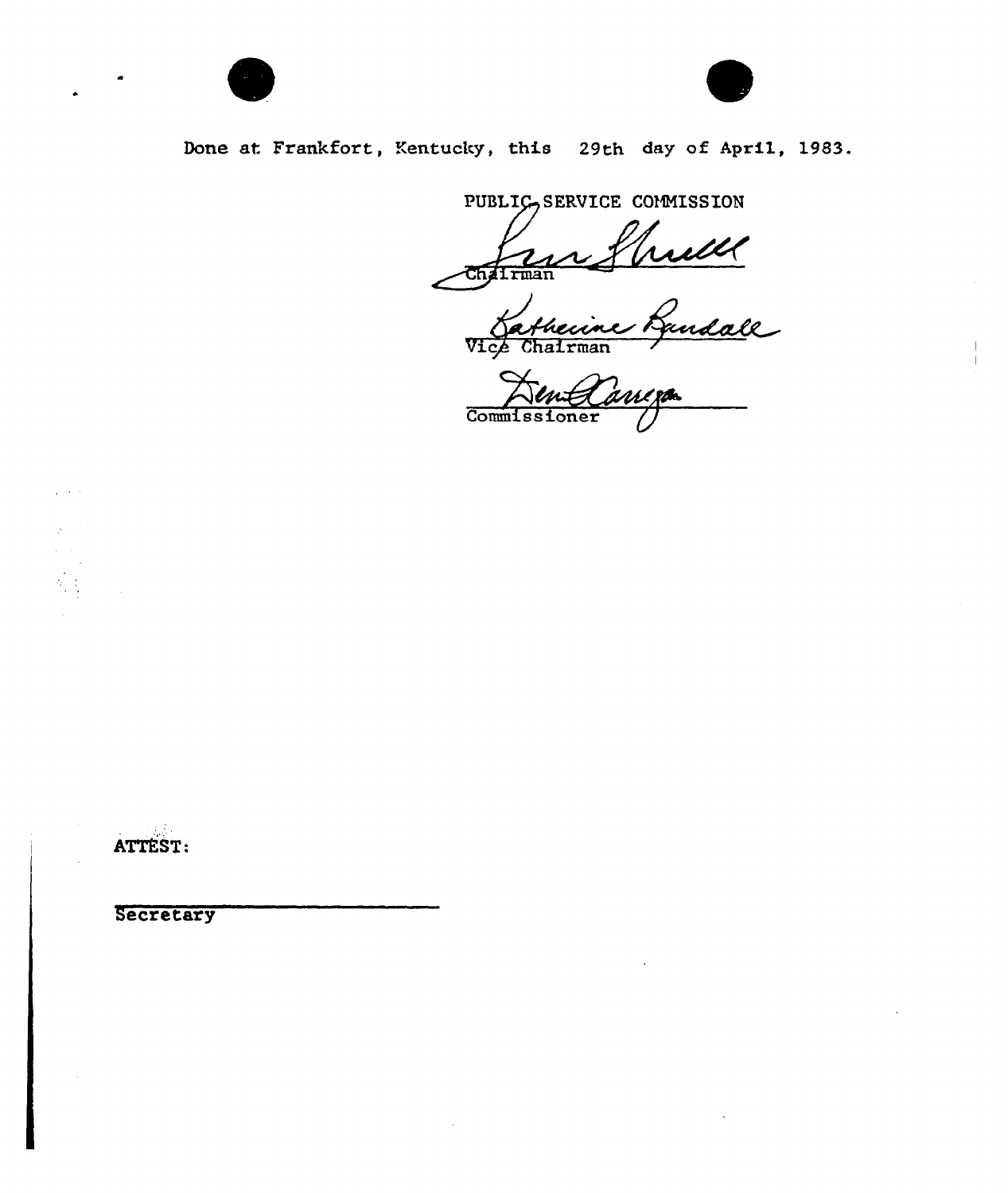Done at Frankfort, Kentucky, this 29th day of April, 1983.

PUBLIC SERVICE COMMISSION

Chairman

Vice Chairman

Commissioner

ATTEST:

Secretary